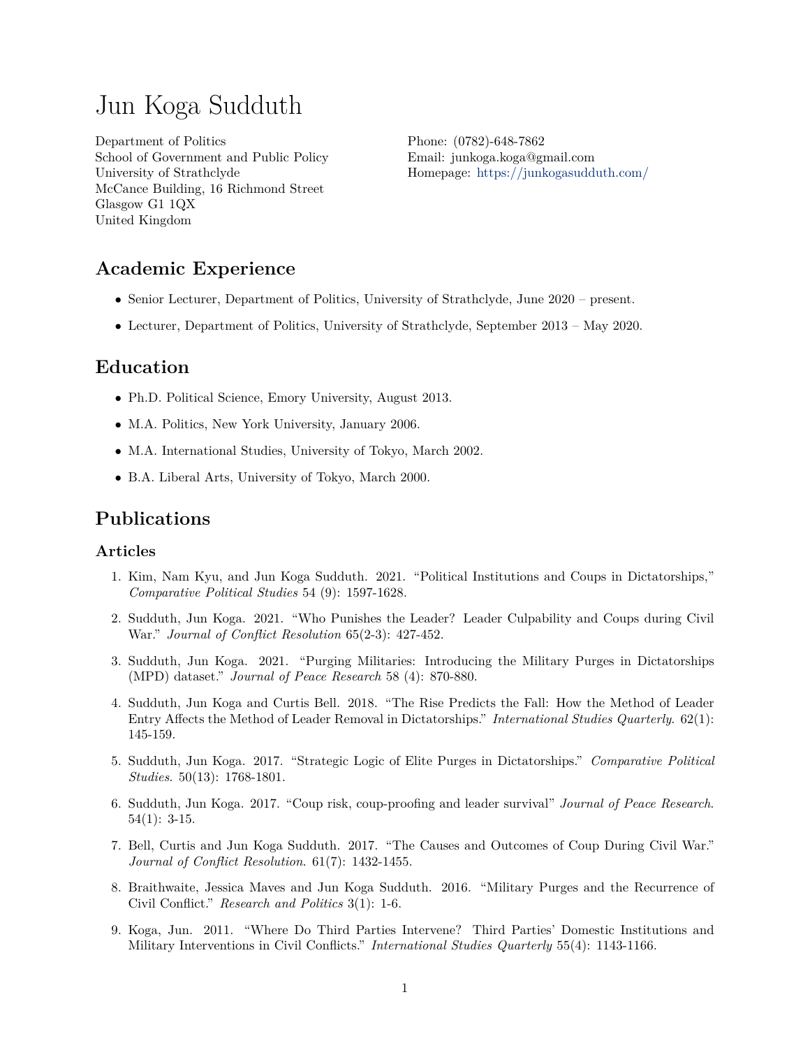# Jun Koga Sudduth

Department of Politics
School of Government and Public Policy
University of Strathclyde
McCance Building, 16 Richmond Street
Glasgow G1 1QX
United Kingdom

Phone: (0782)-648-7862
Email: junkoga.koga@gmail.com
Homepage: https://junkogasudduth.com/

## Academic Experience

- Senior Lecturer, Department of Politics, University of Strathclyde, June 2020 – present.
- Lecturer, Department of Politics, University of Strathclyde, September 2013 – May 2020.

## Education

- Ph.D. Political Science, Emory University, August 2013.
- M.A. Politics, New York University, January 2006.
- M.A. International Studies, University of Tokyo, March 2002.
- B.A. Liberal Arts, University of Tokyo, March 2000.

## Publications

### Articles

1. Kim, Nam Kyu, and Jun Koga Sudduth. 2021. "Political Institutions and Coups in Dictatorships," *Comparative Political Studies* 54 (9): 1597-1628.
2. Sudduth, Jun Koga. 2021. "Who Punishes the Leader? Leader Culpability and Coups during Civil War." *Journal of Conflict Resolution* 65(2-3): 427-452.
3. Sudduth, Jun Koga. 2021. "Purging Militaries: Introducing the Military Purges in Dictatorships (MPD) dataset." *Journal of Peace Research* 58 (4): 870-880.
4. Sudduth, Jun Koga and Curtis Bell. 2018. "The Rise Predicts the Fall: How the Method of Leader Entry Affects the Method of Leader Removal in Dictatorships." *International Studies Quarterly*. 62(1): 145-159.
5. Sudduth, Jun Koga. 2017. "Strategic Logic of Elite Purges in Dictatorships." *Comparative Political Studies*. 50(13): 1768-1801.
6. Sudduth, Jun Koga. 2017. "Coup risk, coup-proofing and leader survival" *Journal of Peace Research*. 54(1): 3-15.
7. Bell, Curtis and Jun Koga Sudduth. 2017. "The Causes and Outcomes of Coup During Civil War." *Journal of Conflict Resolution*. 61(7): 1432-1455.
8. Braithwaite, Jessica Maves and Jun Koga Sudduth. 2016. "Military Purges and the Recurrence of Civil Conflict." *Research and Politics* 3(1): 1-6.
9. Koga, Jun. 2011. "Where Do Third Parties Intervene? Third Parties' Domestic Institutions and Military Interventions in Civil Conflicts." *International Studies Quarterly* 55(4): 1143-1166.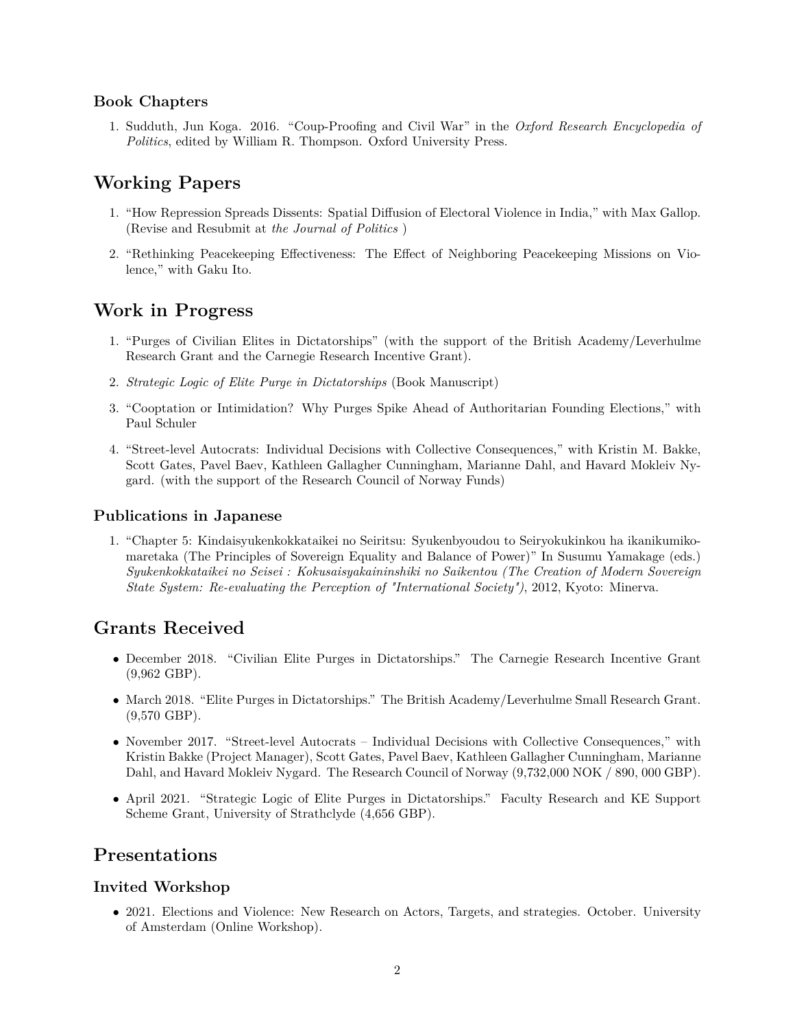### Book Chapters

1. Sudduth, Jun Koga. 2016. "Coup-Proofing and Civil War" in the *Oxford Research Encyclopedia of Politics*, edited by William R. Thompson. Oxford University Press.

## Working Papers

1. "How Repression Spreads Dissents: Spatial Diffusion of Electoral Violence in India," with Max Gallop. (Revise and Resubmit at *the Journal of Politics* )

2. "Rethinking Peacekeeping Effectiveness: The Effect of Neighboring Peacekeeping Missions on Violence," with Gaku Ito.

## Work in Progress

1. "Purges of Civilian Elites in Dictatorships" (with the support of the British Academy/Leverhulme Research Grant and the Carnegie Research Incentive Grant).

2. *Strategic Logic of Elite Purge in Dictatorships* (Book Manuscript)

3. "Cooptation or Intimidation? Why Purges Spike Ahead of Authoritarian Founding Elections," with Paul Schuler

4. "Street-level Autocrats: Individual Decisions with Collective Consequences," with Kristin M. Bakke, Scott Gates, Pavel Baev, Kathleen Gallagher Cunningham, Marianne Dahl, and Havard Mokleiv Nygard. (with the support of the Research Council of Norway Funds)

### Publications in Japanese

1. "Chapter 5: Kindaisyukenkokkataikei no Seiritsu: Syukenbyoudou to Seiryokukinkou ha ikanikumikomaretaka (The Principles of Sovereign Equality and Balance of Power)" In Susumu Yamakage (eds.) *Syukenkokkataikei no Seisei : Kokusaisyakaininshiki no Saikentou (The Creation of Modern Sovereign State System: Re-evaluating the Perception of "International Society")*, 2012, Kyoto: Minerva.

## Grants Received

- December 2018. "Civilian Elite Purges in Dictatorships." The Carnegie Research Incentive Grant (9,962 GBP).
- March 2018. "Elite Purges in Dictatorships." The British Academy/Leverhulme Small Research Grant. (9,570 GBP).
- November 2017. "Street-level Autocrats – Individual Decisions with Collective Consequences," with Kristin Bakke (Project Manager), Scott Gates, Pavel Baev, Kathleen Gallagher Cunningham, Marianne Dahl, and Havard Mokleiv Nygard. The Research Council of Norway (9,732,000 NOK / 890, 000 GBP).
- April 2021. "Strategic Logic of Elite Purges in Dictatorships." Faculty Research and KE Support Scheme Grant, University of Strathclyde (4,656 GBP).

## Presentations

### Invited Workshop

- 2021. Elections and Violence: New Research on Actors, Targets, and strategies. October. University of Amsterdam (Online Workshop).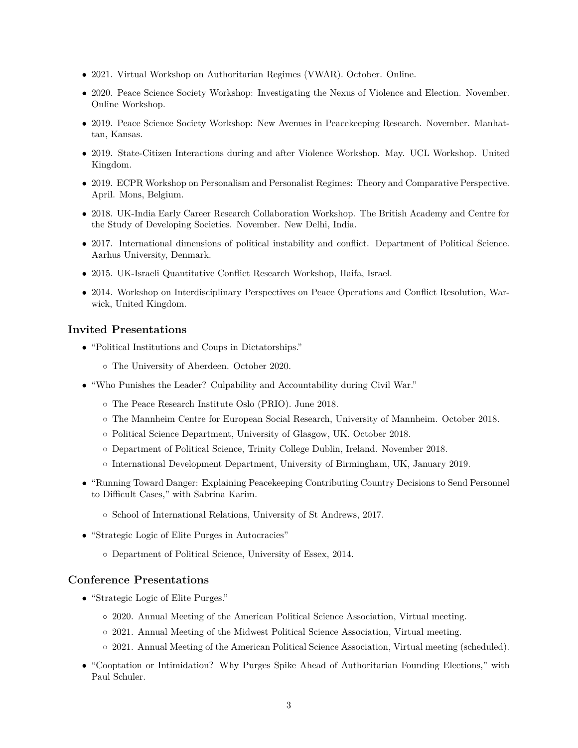- 2021. Virtual Workshop on Authoritarian Regimes (VWAR). October. Online.
- 2020. Peace Science Society Workshop: Investigating the Nexus of Violence and Election. November. Online Workshop.
- 2019. Peace Science Society Workshop: New Avenues in Peacekeeping Research. November. Manhattan, Kansas.
- 2019. State-Citizen Interactions during and after Violence Workshop. May. UCL Workshop. United Kingdom.
- 2019. ECPR Workshop on Personalism and Personalist Regimes: Theory and Comparative Perspective. April. Mons, Belgium.
- 2018. UK-India Early Career Research Collaboration Workshop. The British Academy and Centre for the Study of Developing Societies. November. New Delhi, India.
- 2017. International dimensions of political instability and conflict. Department of Political Science. Aarhus University, Denmark.
- 2015. UK-Israeli Quantitative Conflict Research Workshop, Haifa, Israel.
- 2014. Workshop on Interdisciplinary Perspectives on Peace Operations and Conflict Resolution, Warwick, United Kingdom.

## Invited Presentations

- "Political Institutions and Coups in Dictatorships."
  - The University of Aberdeen. October 2020.
- "Who Punishes the Leader? Culpability and Accountability during Civil War."
  - The Peace Research Institute Oslo (PRIO). June 2018.
  - The Mannheim Centre for European Social Research, University of Mannheim. October 2018.
  - Political Science Department, University of Glasgow, UK. October 2018.
  - Department of Political Science, Trinity College Dublin, Ireland. November 2018.
  - International Development Department, University of Birmingham, UK, January 2019.
- "Running Toward Danger: Explaining Peacekeeping Contributing Country Decisions to Send Personnel to Difficult Cases," with Sabrina Karim.
  - School of International Relations, University of St Andrews, 2017.
- "Strategic Logic of Elite Purges in Autocracies"
  - Department of Political Science, University of Essex, 2014.

## Conference Presentations

- "Strategic Logic of Elite Purges."
  - 2020. Annual Meeting of the American Political Science Association, Virtual meeting.
  - 2021. Annual Meeting of the Midwest Political Science Association, Virtual meeting.
  - 2021. Annual Meeting of the American Political Science Association, Virtual meeting (scheduled).
- "Cooptation or Intimidation? Why Purges Spike Ahead of Authoritarian Founding Elections," with Paul Schuler.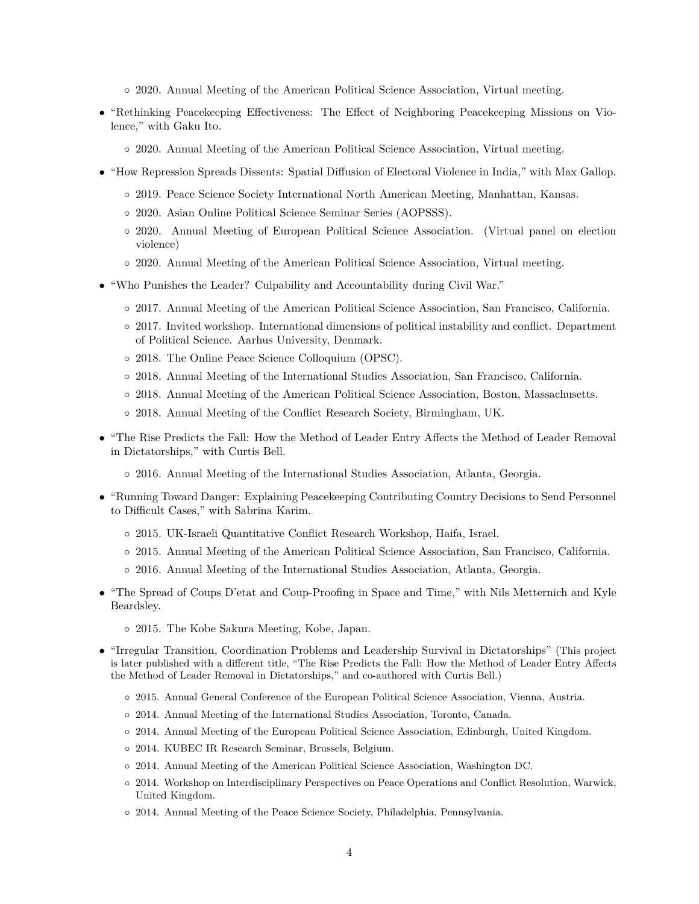- 2020. Annual Meeting of the American Political Science Association, Virtual meeting.

- "Rethinking Peacekeeping Effectiveness: The Effect of Neighboring Peacekeeping Missions on Violence," with Gaku Ito.
  - 2020. Annual Meeting of the American Political Science Association, Virtual meeting.

- "How Repression Spreads Dissents: Spatial Diffusion of Electoral Violence in India," with Max Gallop.
  - 2019. Peace Science Society International North American Meeting, Manhattan, Kansas.
  - 2020. Asian Online Political Science Seminar Series (AOPSSS).
  - 2020. Annual Meeting of European Political Science Association. (Virtual panel on election violence)
  - 2020. Annual Meeting of the American Political Science Association, Virtual meeting.

- "Who Punishes the Leader? Culpability and Accountability during Civil War."
  - 2017. Annual Meeting of the American Political Science Association, San Francisco, California.
  - 2017. Invited workshop. International dimensions of political instability and conflict. Department of Political Science. Aarhus University, Denmark.
  - 2018. The Online Peace Science Colloquium (OPSC).
  - 2018. Annual Meeting of the International Studies Association, San Francisco, California.
  - 2018. Annual Meeting of the American Political Science Association, Boston, Massachusetts.
  - 2018. Annual Meeting of the Conflict Research Society, Birmingham, UK.

- "The Rise Predicts the Fall: How the Method of Leader Entry Affects the Method of Leader Removal in Dictatorships," with Curtis Bell.
  - 2016. Annual Meeting of the International Studies Association, Atlanta, Georgia.

- "Running Toward Danger: Explaining Peacekeeping Contributing Country Decisions to Send Personnel to Difficult Cases," with Sabrina Karim.
  - 2015. UK-Israeli Quantitative Conflict Research Workshop, Haifa, Israel.
  - 2015. Annual Meeting of the American Political Science Association, San Francisco, California.
  - 2016. Annual Meeting of the International Studies Association, Atlanta, Georgia.

- "The Spread of Coups D'etat and Coup-Proofing in Space and Time," with Nils Metternich and Kyle Beardsley.
  - 2015. The Kobe Sakura Meeting, Kobe, Japan.

- "Irregular Transition, Coordination Problems and Leadership Survival in Dictatorships" (This project is later published with a different title, "The Rise Predicts the Fall: How the Method of Leader Entry Affects the Method of Leader Removal in Dictatorships," and co-authored with Curtis Bell.)
  - 2015. Annual General Conference of the European Political Science Association, Vienna, Austria.
  - 2014. Annual Meeting of the International Studies Association, Toronto, Canada.
  - 2014. Annual Meeting of the European Political Science Association, Edinburgh, United Kingdom.
  - 2014. KUBEC IR Research Seminar, Brussels, Belgium.
  - 2014. Annual Meeting of the American Political Science Association, Washington DC.
  - 2014. Workshop on Interdisciplinary Perspectives on Peace Operations and Conflict Resolution, Warwick, United Kingdom.
  - 2014. Annual Meeting of the Peace Science Society, Philadelphia, Pennsylvania.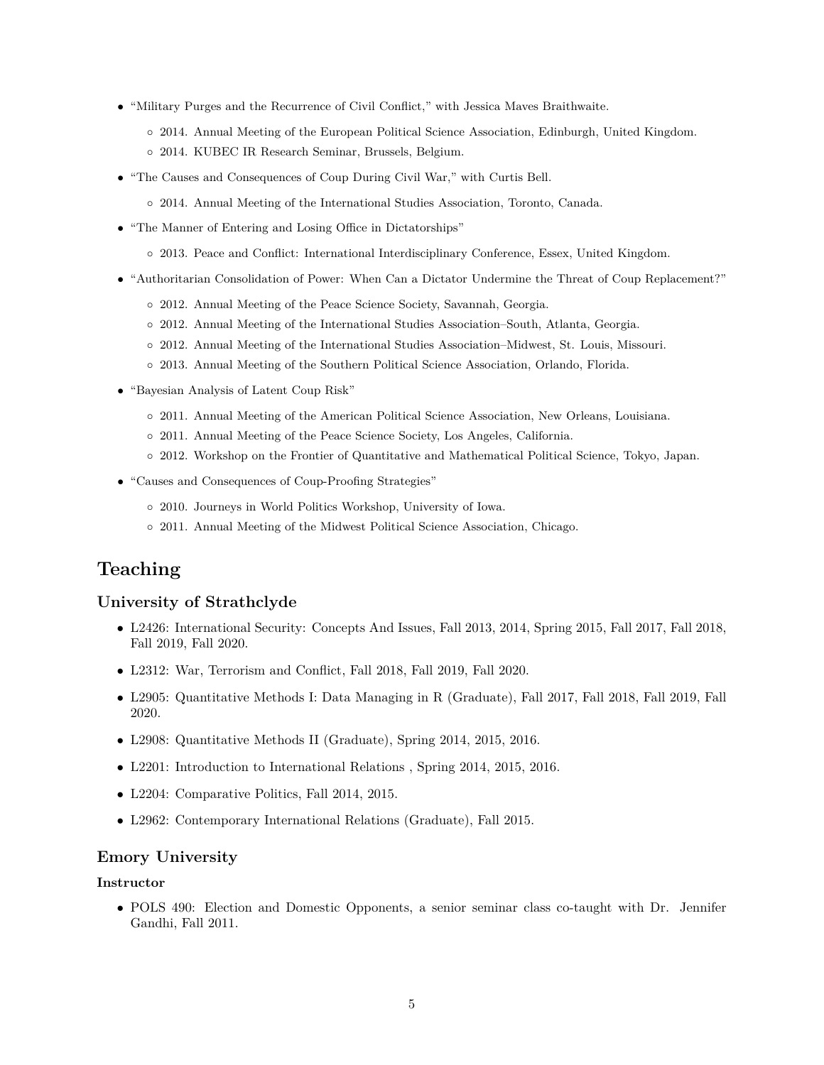- “Military Purges and the Recurrence of Civil Conflict,” with Jessica Maves Braithwaite.
  - 2014. Annual Meeting of the European Political Science Association, Edinburgh, United Kingdom.
  - 2014. KUBEC IR Research Seminar, Brussels, Belgium.
- “The Causes and Consequences of Coup During Civil War,” with Curtis Bell.
  - 2014. Annual Meeting of the International Studies Association, Toronto, Canada.
- “The Manner of Entering and Losing Office in Dictatorships”
  - 2013. Peace and Conflict: International Interdisciplinary Conference, Essex, United Kingdom.
- “Authoritarian Consolidation of Power: When Can a Dictator Undermine the Threat of Coup Replacement?”
  - 2012. Annual Meeting of the Peace Science Society, Savannah, Georgia.
  - 2012. Annual Meeting of the International Studies Association–South, Atlanta, Georgia.
  - 2012. Annual Meeting of the International Studies Association–Midwest, St. Louis, Missouri.
  - 2013. Annual Meeting of the Southern Political Science Association, Orlando, Florida.
- “Bayesian Analysis of Latent Coup Risk”
  - 2011. Annual Meeting of the American Political Science Association, New Orleans, Louisiana.
  - 2011. Annual Meeting of the Peace Science Society, Los Angeles, California.
  - 2012. Workshop on the Frontier of Quantitative and Mathematical Political Science, Tokyo, Japan.
- “Causes and Consequences of Coup-Proofing Strategies”
  - 2010. Journeys in World Politics Workshop, University of Iowa.
  - 2011. Annual Meeting of the Midwest Political Science Association, Chicago.

# Teaching

## University of Strathclyde

- L2426: International Security: Concepts And Issues, Fall 2013, 2014, Spring 2015, Fall 2017, Fall 2018, Fall 2019, Fall 2020.
- L2312: War, Terrorism and Conflict, Fall 2018, Fall 2019, Fall 2020.
- L2905: Quantitative Methods I: Data Managing in R (Graduate), Fall 2017, Fall 2018, Fall 2019, Fall 2020.
- L2908: Quantitative Methods II (Graduate), Spring 2014, 2015, 2016.
- L2201: Introduction to International Relations , Spring 2014, 2015, 2016.
- L2204: Comparative Politics, Fall 2014, 2015.
- L2962: Contemporary International Relations (Graduate), Fall 2015.

## Emory University

### Instructor

- POLS 490: Election and Domestic Opponents, a senior seminar class co-taught with Dr. Jennifer Gandhi, Fall 2011.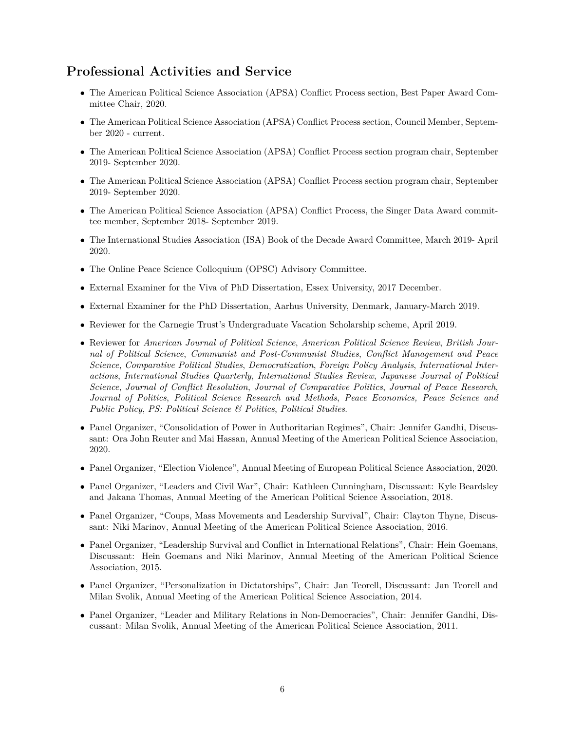## Professional Activities and Service

- The American Political Science Association (APSA) Conflict Process section, Best Paper Award Committee Chair, 2020.
- The American Political Science Association (APSA) Conflict Process section, Council Member, September 2020 - current.
- The American Political Science Association (APSA) Conflict Process section program chair, September 2019- September 2020.
- The American Political Science Association (APSA) Conflict Process section program chair, September 2019- September 2020.
- The American Political Science Association (APSA) Conflict Process, the Singer Data Award committee member, September 2018- September 2019.
- The International Studies Association (ISA) Book of the Decade Award Committee, March 2019- April 2020.
- The Online Peace Science Colloquium (OPSC) Advisory Committee.
- External Examiner for the Viva of PhD Dissertation, Essex University, 2017 December.
- External Examiner for the PhD Dissertation, Aarhus University, Denmark, January-March 2019.
- Reviewer for the Carnegie Trust's Undergraduate Vacation Scholarship scheme, April 2019.
- Reviewer for *American Journal of Political Science*, *American Political Science Review*, *British Journal of Political Science*, *Communist and Post-Communist Studies*, *Conflict Management and Peace Science*, *Comparative Political Studies*, *Democratization*, *Foreign Policy Analysis*, *International Interactions*, *International Studies Quarterly*, *International Studies Review*, *Japanese Journal of Political Science*, *Journal of Conflict Resolution*, *Journal of Comparative Politics*, *Journal of Peace Research*, *Journal of Politics*, *Political Science Research and Methods*, *Peace Economics, Peace Science and Public Policy*, *PS: Political Science & Politics*, *Political Studies*.
- Panel Organizer, "Consolidation of Power in Authoritarian Regimes", Chair: Jennifer Gandhi, Discussant: Ora John Reuter and Mai Hassan, Annual Meeting of the American Political Science Association, 2020.
- Panel Organizer, "Election Violence", Annual Meeting of European Political Science Association, 2020.
- Panel Organizer, "Leaders and Civil War", Chair: Kathleen Cunningham, Discussant: Kyle Beardsley and Jakana Thomas, Annual Meeting of the American Political Science Association, 2018.
- Panel Organizer, "Coups, Mass Movements and Leadership Survival", Chair: Clayton Thyne, Discussant: Niki Marinov, Annual Meeting of the American Political Science Association, 2016.
- Panel Organizer, "Leadership Survival and Conflict in International Relations", Chair: Hein Goemans, Discussant: Hein Goemans and Niki Marinov, Annual Meeting of the American Political Science Association, 2015.
- Panel Organizer, "Personalization in Dictatorships", Chair: Jan Teorell, Discussant: Jan Teorell and Milan Svolik, Annual Meeting of the American Political Science Association, 2014.
- Panel Organizer, "Leader and Military Relations in Non-Democracies", Chair: Jennifer Gandhi, Discussant: Milan Svolik, Annual Meeting of the American Political Science Association, 2011.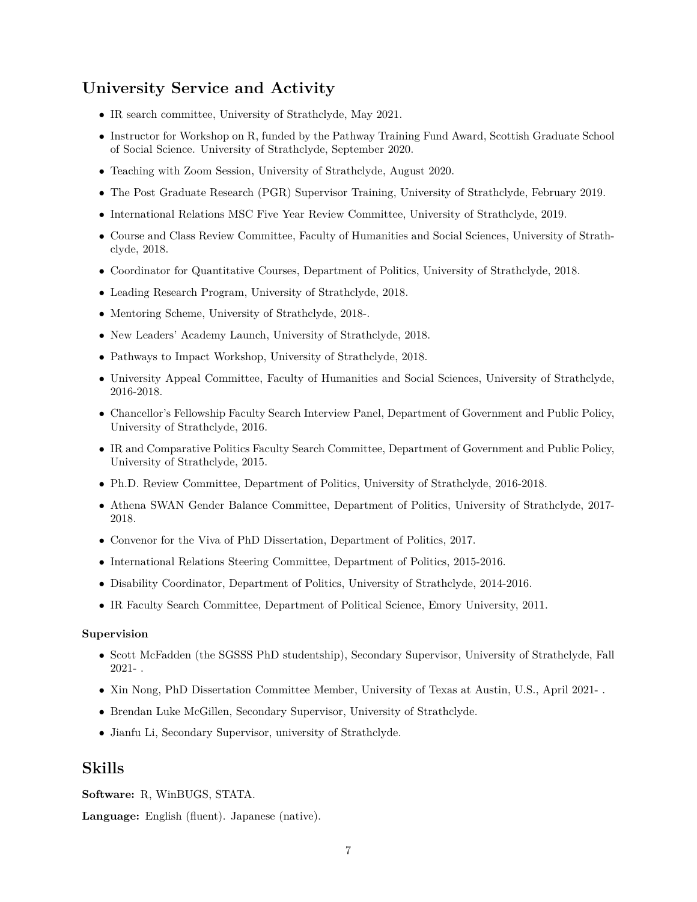## University Service and Activity

- IR search committee, University of Strathclyde, May 2021.
- Instructor for Workshop on R, funded by the Pathway Training Fund Award, Scottish Graduate School of Social Science. University of Strathclyde, September 2020.
- Teaching with Zoom Session, University of Strathclyde, August 2020.
- The Post Graduate Research (PGR) Supervisor Training, University of Strathclyde, February 2019.
- International Relations MSC Five Year Review Committee, University of Strathclyde, 2019.
- Course and Class Review Committee, Faculty of Humanities and Social Sciences, University of Strathclyde, 2018.
- Coordinator for Quantitative Courses, Department of Politics, University of Strathclyde, 2018.
- Leading Research Program, University of Strathclyde, 2018.
- Mentoring Scheme, University of Strathclyde, 2018-.
- New Leaders' Academy Launch, University of Strathclyde, 2018.
- Pathways to Impact Workshop, University of Strathclyde, 2018.
- University Appeal Committee, Faculty of Humanities and Social Sciences, University of Strathclyde, 2016-2018.
- Chancellor's Fellowship Faculty Search Interview Panel, Department of Government and Public Policy, University of Strathclyde, 2016.
- IR and Comparative Politics Faculty Search Committee, Department of Government and Public Policy, University of Strathclyde, 2015.
- Ph.D. Review Committee, Department of Politics, University of Strathclyde, 2016-2018.
- Athena SWAN Gender Balance Committee, Department of Politics, University of Strathclyde, 2017-2018.
- Convenor for the Viva of PhD Dissertation, Department of Politics, 2017.
- International Relations Steering Committee, Department of Politics, 2015-2016.
- Disability Coordinator, Department of Politics, University of Strathclyde, 2014-2016.
- IR Faculty Search Committee, Department of Political Science, Emory University, 2011.

### Supervision

- Scott McFadden (the SGSSS PhD studentship), Secondary Supervisor, University of Strathclyde, Fall 2021- .
- Xin Nong, PhD Dissertation Committee Member, University of Texas at Austin, U.S., April 2021- .
- Brendan Luke McGillen, Secondary Supervisor, University of Strathclyde.
- Jianfu Li, Secondary Supervisor, university of Strathclyde.

## Skills

**Software:** R, WinBUGS, STATA.

**Language:** English (fluent). Japanese (native).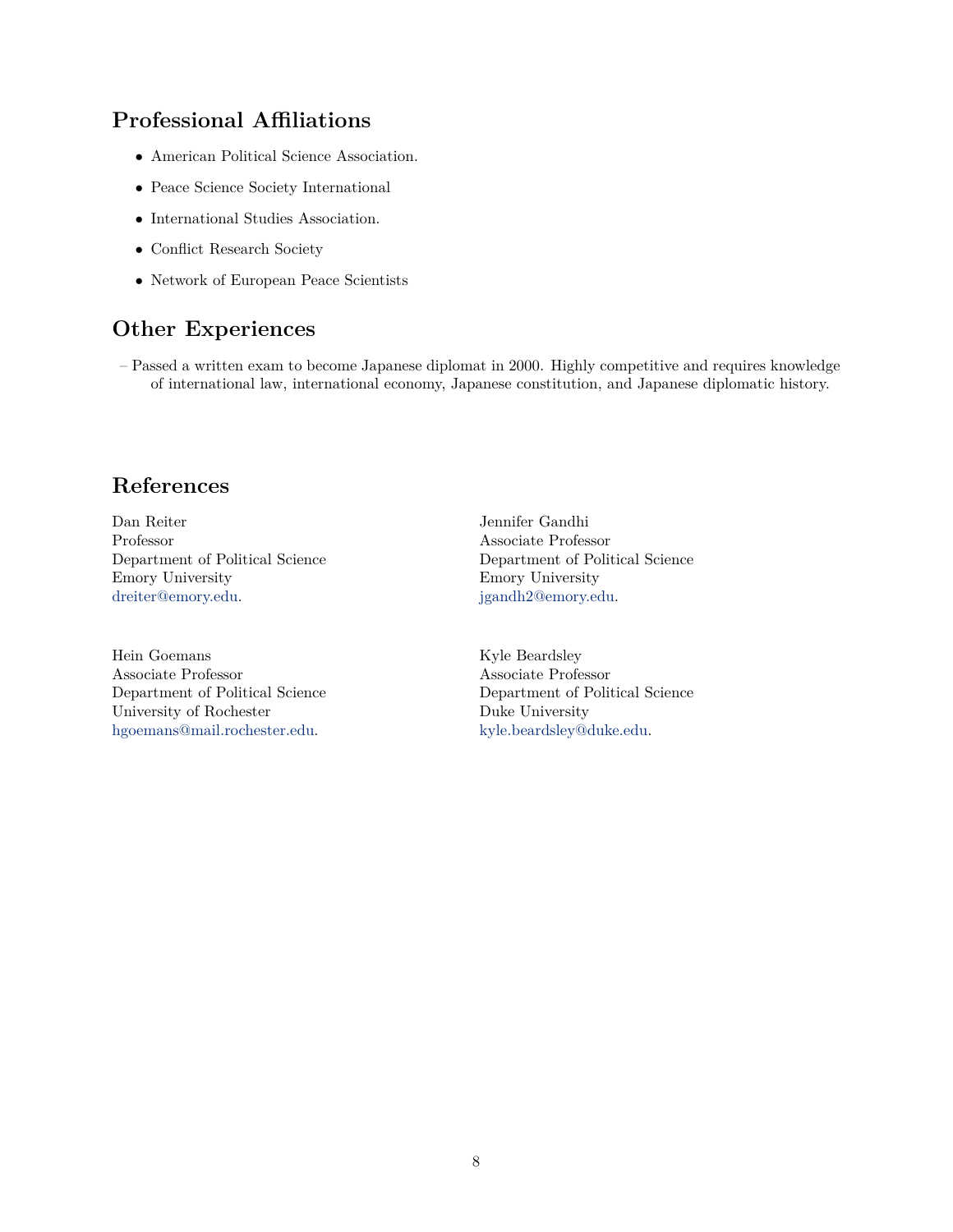## Professional Affiliations

- American Political Science Association.
- Peace Science Society International
- International Studies Association.
- Conflict Research Society
- Network of European Peace Scientists

## Other Experiences

– Passed a written exam to become Japanese diplomat in 2000. Highly competitive and requires knowledge of international law, international economy, Japanese constitution, and Japanese diplomatic history.

## References

Dan Reiter
Professor
Department of Political Science
Emory University
dreiter@emory.edu.

Jennifer Gandhi
Associate Professor
Department of Political Science
Emory University
jgandh2@emory.edu.

Hein Goemans
Associate Professor
Department of Political Science
University of Rochester
hgoemans@mail.rochester.edu.

Kyle Beardsley
Associate Professor
Department of Political Science
Duke University
kyle.beardsley@duke.edu.